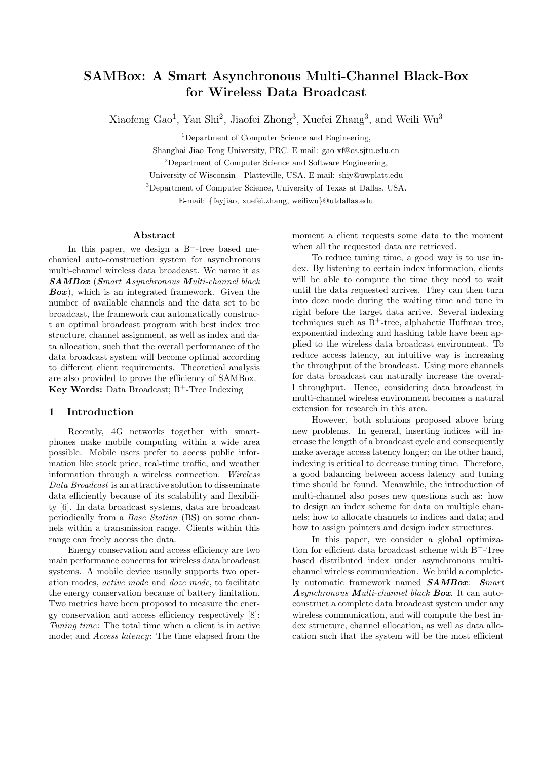# SAMBox: A Smart Asynchronous Multi-Channel Black-Box for Wireless Data Broadcast

Xiaofeng Gao[1], Yan Shi[2], Jiaofei Zhong[3], Xuefei Zhang[3], and Weili Wu[3]

[1]Department of Computer Science and Engineering,
Shanghai Jiao Tong University, PRC. E-mail: gao-xf@cs.sjtu.edu.cn

[2]Department of Computer Science and Software Engineering,
University of Wisconsin - Platteville, USA. E-mail: shiy@uwplatt.edu

[3]Department of Computer Science, University of Texas at Dallas, USA.
E-mail: {fayjiao, xuefei.zhang, weiliwu}@utdallas.edu

## Abstract

In this paper, we design a B$^+$-tree based mechanical auto-construction system for asynchronous multi-channel wireless data broadcast. We name it as ***SAMBox*** (***S****mart* ***A****synchronous* ***M****ulti-channel black* ***Box***), which is an integrated framework. Given the number of available channels and the data set to be broadcast, the framework can automatically construct an optimal broadcast program with best index tree structure, channel assignment, as well as index and data allocation, such that the overall performance of the data broadcast system will become optimal according to different client requirements. Theoretical analysis are also provided to prove the efficiency of SAMBox.

**Key Words:** Data Broadcast; B$^+$-Tree Indexing

## 1 Introduction

Recently, 4G networks together with smartphones make mobile computing within a wide area possible. Mobile users prefer to access public information like stock price, real-time traffic, and weather information through a wireless connection. *Wireless Data Broadcast* is an attractive solution to disseminate data efficiently because of its scalability and flexibility [6]. In data broadcast systems, data are broadcast periodically from a *Base Station* (BS) on some channels within a transmission range. Clients within this range can freely access the data.

Energy conservation and access efficiency are two main performance concerns for wireless data broadcast systems. A mobile device usually supports two operation modes, *active mode* and *doze mode*, to facilitate the energy conservation because of battery limitation. Two metrics have been proposed to measure the energy conservation and access efficiency respectively [8]: *Tuning time*: The total time when a client is in active mode; and *Access latency*: The time elapsed from the moment a client requests some data to the moment when all the requested data are retrieved.

To reduce tuning time, a good way is to use index. By listening to certain index information, clients will be able to compute the time they need to wait until the data requested arrives. They can then turn into doze mode during the waiting time and tune in right before the target data arrive. Several indexing techniques such as B$^+$-tree, alphabetic Huffman tree, exponential indexing and hashing table have been applied to the wireless data broadcast environment. To reduce access latency, an intuitive way is increasing the throughput of the broadcast. Using more channels for data broadcast can naturally increase the overall throughput. Hence, considering data broadcast in multi-channel wireless environment becomes a natural extension for research in this area.

However, both solutions proposed above bring new problems. In general, inserting indices will increase the length of a broadcast cycle and consequently make average access latency longer; on the other hand, indexing is critical to decrease tuning time. Therefore, a good balancing between access latency and tuning time should be found. Meanwhile, the introduction of multi-channel also poses new questions such as: how to design an index scheme for data on multiple channels; how to allocate channels to indices and data; and how to assign pointers and design index structures.

In this paper, we consider a global optimization for efficient data broadcast scheme with B$^+$-Tree based distributed index under asynchronous multi-channel wireless communication. We build a completely automatic framework named ***SAMBox***: ***S****mart* ***A****synchronous* ***M****ulti-channel black* ***Box***. It can auto-construct a complete data broadcast system under any wireless communication, and will compute the best index structure, channel allocation, as well as data allocation such that the system will be the most efficient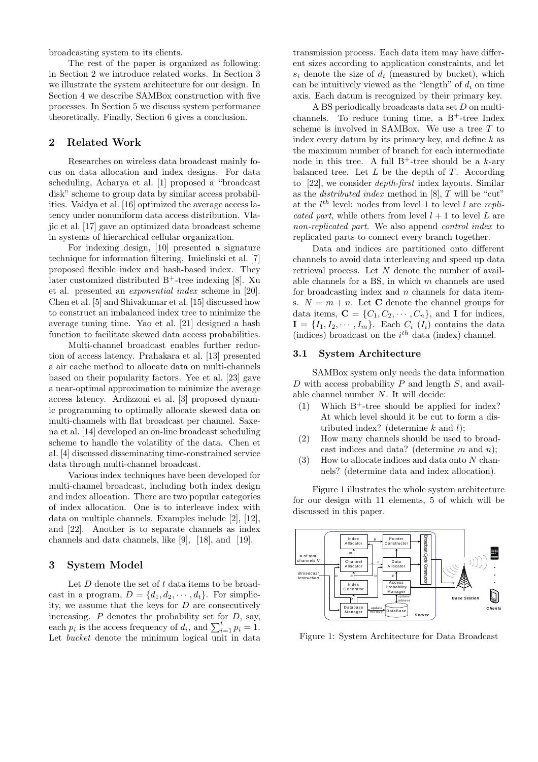broadcasting system to its clients.

The rest of the paper is organized as following: in Section 2 we introduce related works. In Section 3 we illustrate the system architecture for our design. In Section 4 we describe SAMBox construction with five processes. In Section 5 we discuss system performance theoretically. Finally, Section 6 gives a conclusion.

## 2 Related Work

Researches on wireless data broadcast mainly focus on data allocation and index designs. For data scheduling, Acharya et al. [1] proposed a "broadcast disk" scheme to group data by similar access probabilities. Vaidya et al. [16] optimized the average access latency under nonuniform data access distribution. Vlajic et al. [17] gave an optimized data broadcast scheme in systems of hierarchical cellular organization.

For indexing design, [10] presented a signature technique for information filtering. Imielinski et al. [7] proposed flexible index and hash-based index. They later customized distributed B$^+$-tree indexing [8]. Xu et al. presented an *exponential index* scheme in [20]. Chen et al. [5] and Shivakumar et al. [15] discussed how to construct an imbalanced index tree to minimize the average tuning time. Yao et al. [21] designed a hash function to facilitate skewed data access probabilities.

Multi-channel broadcast enables further reduction of access latency. Prahakara et al. [13] presented a air cache method to allocate data on multi-channels based on their popularity factors. Yee et al. [23] gave a near-optimal approximation to minimize the average access latency. Ardizzoni et al. [3] proposed dynamic programming to optimally allocate skewed data on multi-channels with flat broadcast per channel. Saxena et al. [14] developed an on-line broadcast scheduling scheme to handle the volatility of the data. Chen et al. [4] discussed disseminating time-constrained service data through multi-channel broadcast.

Various index techniques have been developed for multi-channel broadcast, including both index design and index allocation. There are two popular categories of index allocation. One is to interleave index with data on multiple channels. Examples include [2], [12], and [22]. Another is to separate channels as index channels and data channels, like [9], [18], and [19].

## 3 System Model

Let $D$ denote the set of $t$ data items to be broadcast in a program, $D = \{d_1, d_2, \cdots, d_t\}$. For simplicity, we assume that the keys for $D$ are consecutively increasing. $P$ denotes the probability set for $D$, say, each $p_i$ is the access frequency of $d_i$, and $\sum_{i=1}^{t} p_i = 1$. Let *bucket* denote the minimum logical unit in data transmission process. Each data item may have different sizes according to application constraints, and let $s_i$ denote the size of $d_i$ (measured by bucket), which can be intuitively viewed as the "length" of $d_i$ on time axis. Each datum is recognized by their primary key.

A BS periodically broadcasts data set $D$ on multichannels. To reduce tuning time, a B$^+$-tree Index scheme is involved in SAMBox. We use a tree $T$ to index every datum by its primary key, and define $k$ as the maximum number of branch for each intermediate node in this tree. A full B$^+$-tree should be a $k$-ary balanced tree. Let $L$ be the depth of $T$. According to [22], we consider *depth-first* index layouts. Similar as the *distributed index* method in [8], $T$ will be "cut" at the $l^{th}$ level: nodes from level 1 to level $l$ are *replicated part*, while others from level $l+1$ to level $L$ are *non-replicated part*. We also append *control index* to replicated parts to connect every branch together.

Data and indices are partitioned onto different channels to avoid data interleaving and speed up data retrieval process. Let $N$ denote the number of available channels for a BS, in which $m$ channels are used for broadcasting index and $n$ channels for data items. $N = m + n$. Let $\mathbf{C}$ denote the channel groups for data items, $\mathbf{C} = \{C_1, C_2, \cdots, C_n\}$, and $\mathbf{I}$ for indices, $\mathbf{I} = \{I_1, I_2, \cdots, I_m\}$. Each $C_i$ ($I_i$) contains the data (indices) broadcast on the $i^{th}$ data (index) channel.

### 3.1 System Architecture

SAMBox system only needs the data information $D$ with access probability $P$ and length $S$, and available channel number $N$. It will decide:

1. Which B$^+$-tree should be applied for index? At which level should it be cut to form a distributed index? (determine $k$ and $l$);
2. How many channels should be used to broadcast indices and data? (determine $m$ and $n$);
3. How to allocate indices and data onto $N$ channels? (determine data and index allocation).

Figure 1 illustrates the whole system architecture for our design with 11 elements, 5 of which will be discussed in this paper.

Figure 1: System Architecture for Data Broadcast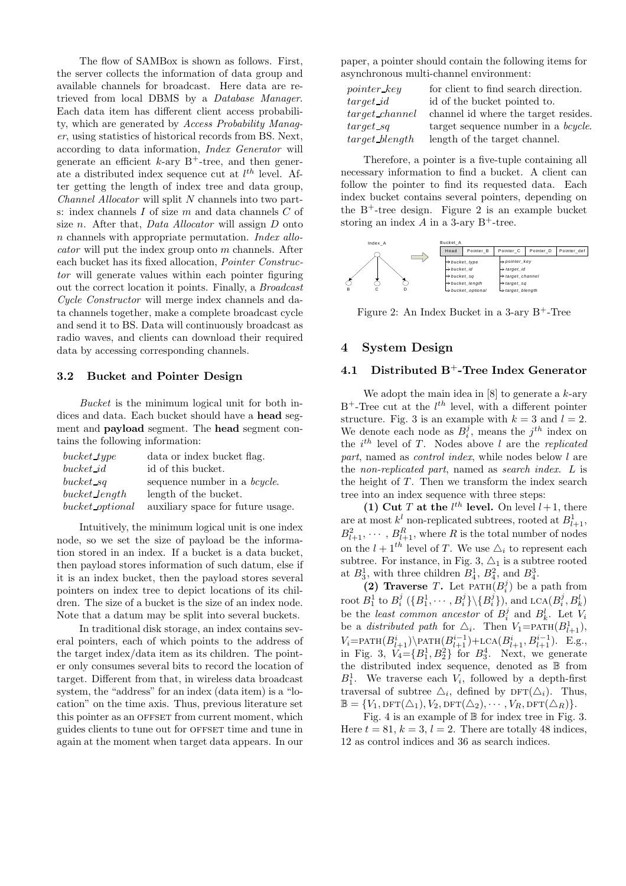The flow of SAMBox is shown as follows. First, the server collects the information of data group and available channels for broadcast. Here data are retrieved from local DBMS by a *Database Manager*. Each data item has different client access probability, which are generated by *Access Probability Manager*, using statistics of historical records from BS. Next, according to data information, *Index Generator* will generate an efficient $k$-ary B$^+$-tree, and then generate a distributed index sequence cut at $l^{th}$ level. After getting the length of index tree and data group, *Channel Allocator* will split $N$ channels into two parts: index channels $I$ of size $m$ and data channels $C$ of size $n$. After that, *Data Allocator* will assign $D$ onto $n$ channels with appropriate permutation. *Index allocator* will put the index group onto $m$ channels. After each bucket has its fixed allocation, *Pointer Constructor* will generate values within each pointer figuring out the correct location it points. Finally, a *Broadcast Cycle Constructor* will merge index channels and data channels together, make a complete broadcast cycle and send it to BS. Data will continuously broadcast as radio waves, and clients can download their required data by accessing corresponding channels.

### 3.2 Bucket and Pointer Design

*Bucket* is the minimum logical unit for both indices and data. Each bucket should have a **head** segment and **payload** segment. The **head** segment contains the following information:

| | |
|---|---|
| *bucket_type* | data or index bucket flag. |
| *bucket_id* | id of this bucket. |
| *bucket_sq* | sequence number in a *bcycle*. |
| *bucket_length* | length of the bucket. |
| *bucket_optional* | auxiliary space for future usage. |

Intuitively, the minimum logical unit is one index node, so we set the size of payload be the information stored in an index. If a bucket is a data bucket, then payload stores information of such datum, else if it is an index bucket, then the payload stores several pointers on index tree to depict locations of its children. The size of a bucket is the size of an index node. Note that a datum may be split into several buckets.

In traditional disk storage, an index contains several pointers, each of which points to the address of the target index/data item as its children. The pointer only consumes several bits to record the location of target. Different from that, in wireless data broadcast system, the "address" for an index (data item) is a "location" on the time axis. Thus, previous literature set this pointer as an OFFSET from current moment, which guides clients to tune out for OFFSET time and tune in again at the moment when target data appears. In our paper, a pointer should contain the following items for asynchronous multi-channel environment:

| | |
|---|---|
| *pointer_key* | for client to find search direction. |
| *target_id* | id of the bucket pointed to. |
| *target_channel* | channel id where the target resides. |
| *target_sq* | target sequence number in a *bcycle*. |
| *target_blength* | length of the target channel. |

Therefore, a pointer is a five-tuple containing all necessary information to find a bucket. A client can follow the pointer to find its requested data. Each index bucket contains several pointers, depending on the B$^+$-tree design. Figure 2 is an example bucket storing an index $A$ in a 3-ary B$^+$-tree.

Figure 2: An Index Bucket in a 3-ary B$^+$-Tree

## 4 System Design

### 4.1 Distributed B$^+$-Tree Index Generator

We adopt the main idea in [8] to generate a $k$-ary B$^+$-Tree cut at the $l^{th}$ level, with a different pointer structure. Fig. 3 is an example with $k = 3$ and $l = 2$. We denote each node as $B_i^j$, means the $j^{th}$ index on the $i^{th}$ level of $T$. Nodes above $l$ are the *replicated part*, named as *control index*, while nodes below $l$ are the *non-replicated part*, named as *search index*. $L$ is the height of $T$. Then we transform the index search tree into an index sequence with three steps:

**(1) Cut $T$ at the $l^{th}$ level.** On level $l+1$, there are at most $k^l$ non-replicated subtrees, rooted at $B_{l+1}^1$, $B_{l+1}^2, \cdots, B_{l+1}^R$, where $R$ is the total number of nodes on the $l+1^{th}$ level of $T$. We use $\triangle_i$ to represent each subtree. For instance, in Fig. 3, $\triangle_1$ is a subtree rooted at $B_3^1$, with three children $B_4^1$, $B_4^2$, and $B_4^3$.

**(2) Traverse $T$.** Let $\text{PATH}(B_i^j)$ be a path from root $B_1^1$ to $B_i^j$ ($\{B_1^1, \cdots, B_i^j\} \backslash \{B_i^j\}$), and $\text{LCA}(B_i^j, B_k^l)$ be the *least common ancestor* of $B_i^j$ and $B_k^l$. Let $V_i$ be a *distributed path* for $\triangle_i$. Then $V_1$=$\text{PATH}(B_{l+1}^1)$, $V_i$=$\text{PATH}(B_{l+1}^i) \backslash \text{PATH}(B_{l+1}^{i-1})$+$\text{LCA}(B_{l+1}^i, B_{l+1}^{i-1})$. E.g., in Fig. 3, $V_4$=$\{B_1^1, B_2^2\}$ for $B_3^4$. Next, we generate the distributed index sequence, denoted as $\mathbb{B}$ from $B_1^1$. We traverse each $V_i$, followed by a depth-first traversal of subtree $\triangle_i$, defined by $\text{DFT}(\triangle_i)$. Thus, $\mathbb{B} = \{V_1, \text{DFT}(\triangle_1), V_2, \text{DFT}(\triangle_2), \cdots, V_R, \text{DFT}(\triangle_R)\}$.

Fig. 4 is an example of $\mathbb{B}$ for index tree in Fig. 3. Here $t = 81$, $k = 3$, $l = 2$. There are totally 48 indices, 12 as control indices and 36 as search indices.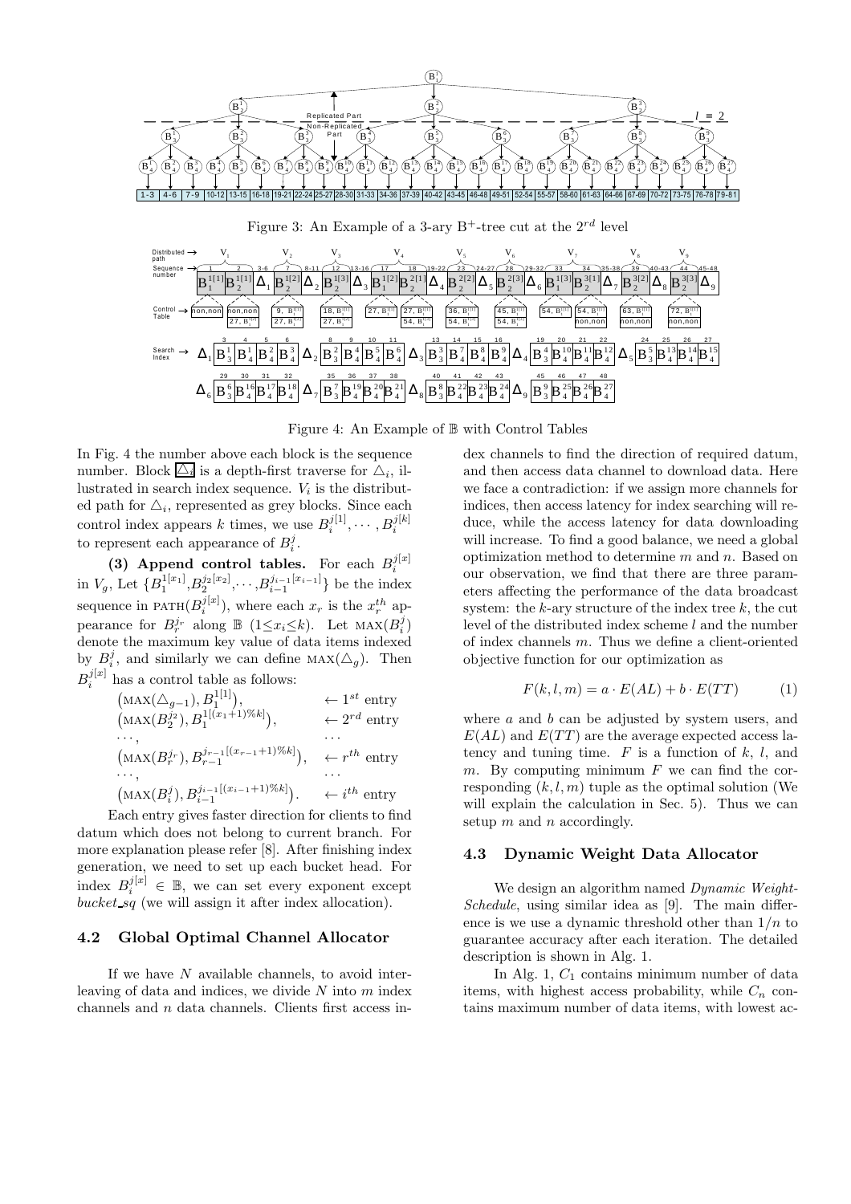Figure 3: An Example of a 3-ary B$^+$-tree cut at the $2^{rd}$ level

Figure 4: An Example of $\mathbb{B}$ with Control Tables

In Fig. 4 the number above each block is the sequence number. Block $\boxed{\triangle_i}$ is a depth-first traverse for $\triangle_i$, illustrated in search index sequence. $V_i$ is the distributed path for $\triangle_i$, represented as grey blocks. Since each control index appears $k$ times, we use $B_i^{j[1]}, \cdots, B_i^{j[k]}$ to represent each appearance of $B_i^j$.

**(3) Append control tables.** For each $B_i^{j[x]}$ in $V_g$, Let $\{B_1^{1[x_1]}, B_2^{j_2[x_2]}, \cdots, B_{i-1}^{j_{i-1}[x_{i-1}]}\}$ be the index sequence in $\text{PATH}(B_i^{j[x]})$, where each $x_r$ is the $x_r^{th}$ appearance for $B_r^{j_r}$ along $\mathbb{B}$ ($1 \le x_i \le k$). Let $\text{MAX}(B_i^j)$ denote the maximum key value of data items indexed by $B_i^j$, and similarly we can define $\text{MAX}(\triangle_g)$. Then $B_i^{j[x]}$ has a control table as follows:

$$
\begin{array}{ll}
\left(\text{MAX}(\triangle_{g-1}), B_1^{1[1]}\right), & \leftarrow 1^{st} \text{ entry} \\
\left(\text{MAX}(B_2^{j_2}), B_1^{1[(x_1+1)\%k]}\right), & \leftarrow 2^{rd} \text{ entry} \\
\cdots, & \cdots \\
\left(\text{MAX}(B_r^{j_r}), B_{r-1}^{j_{r-1}[(x_{r-1}+1)\%k]}\right), & \leftarrow r^{th} \text{ entry} \\
\cdots, & \cdots \\
\left(\text{MAX}(B_i^j), B_{i-1}^{j_{i-1}[(x_{i-1}+1)\%k]}\right). & \leftarrow i^{th} \text{ entry}
\end{array}
$$

Each entry gives faster direction for clients to find datum which does not belong to current branch. For more explanation please refer [8]. After finishing index generation, we need to set up each bucket head. For index $B_i^{j[x]} \in \mathbb{B}$, we can set every exponent except *bucket_sq* (we will assign it after index allocation).

### 4.2 Global Optimal Channel Allocator

If we have $N$ available channels, to avoid interleaving of data and indices, we divide $N$ into $m$ index channels and $n$ data channels. Clients first access index channels to find the direction of required datum, and then access data channel to download data. Here we face a contradiction: if we assign more channels for indices, then access latency for index searching will reduce, while the access latency for data downloading will increase. To find a good balance, we need a global optimization method to determine $m$ and $n$. Based on our observation, we find that there are three parameters affecting the performance of the data broadcast system: the $k$-ary structure of the index tree $k$, the cut level of the distributed index scheme $l$ and the number of index channels $m$. Thus we define a client-oriented objective function for our optimization as

$$
F(k, l, m) = a \cdot E(AL) + b \cdot E(TT) \qquad (1)
$$

where $a$ and $b$ can be adjusted by system users, and $E(AL)$ and $E(TT)$ are the average expected access latency and tuning time. $F$ is a function of $k$, $l$, and $m$. By computing minimum $F$ we can find the corresponding $(k, l, m)$ tuple as the optimal solution (We will explain the calculation in Sec. 5). Thus we can setup $m$ and $n$ accordingly.

### 4.3 Dynamic Weight Data Allocator

We design an algorithm named *Dynamic Weight-Schedule*, using similar idea as [9]. The main difference is we use a dynamic threshold other than $1/n$ to guarantee accuracy after each iteration. The detailed description is shown in Alg. 1.

In Alg. 1, $C_1$ contains minimum number of data items, with highest access probability, while $C_n$ contains maximum number of data items, with lowest ac-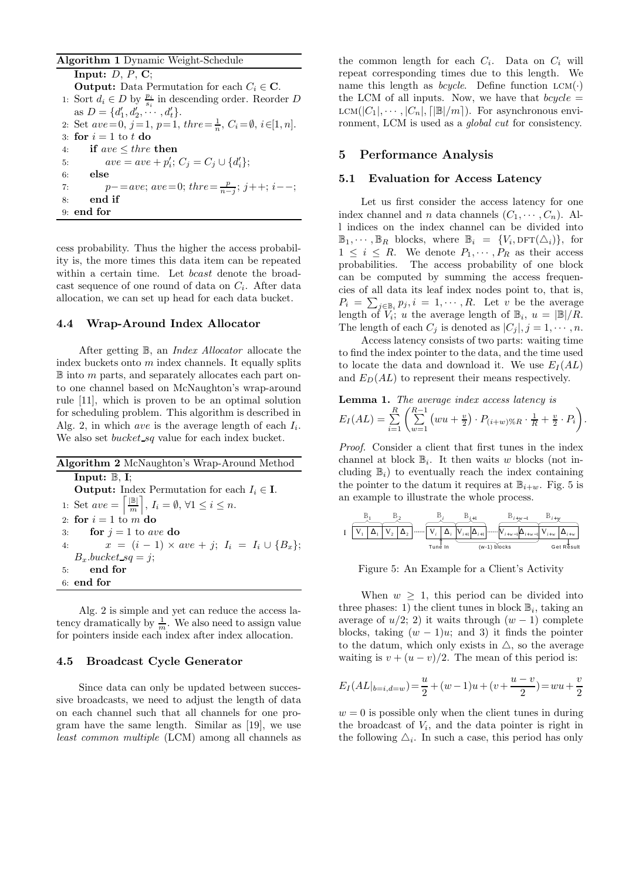**Algorithm 1** Dynamic Weight-Schedule

```
    Input: D, P, C;
    Output: Data Permutation for each C_i ∈ C.
1: Sort d_i ∈ D by p_i/s_i in descending order. Reorder D
   as D = {d'_1, d'_2, ..., d'_t}.
2: Set ave=0, j=1, p=1, thre=1/n, C_i=∅, i∈[1,n].
3: for i = 1 to t do
4:     if ave ≤ thre then
5:         ave = ave + p'_i; C_j = C_j ∪ {d'_i};
6:     else
7:         p −= ave; ave=0; thre = p/(n−j); j++; i−−;
8:     end if
9: end for
```

cess probability. Thus the higher the access probability is, the more times this data item can be repeated within a certain time. Let *bcast* denote the broadcast sequence of one round of data on $C_i$. After data allocation, we can set up head for each data bucket.

### 4.4 Wrap-Around Index Allocator

After getting $\mathbb{B}$, an *Index Allocator* allocate the index buckets onto $m$ index channels. It equally splits $\mathbb{B}$ into $m$ parts, and separately allocates each part onto one channel based on McNaughton's wrap-around rule [11], which is proven to be an optimal solution for scheduling problem. This algorithm is described in Alg. 2, in which *ave* is the average length of each $I_i$. We also set *bucket_sq* value for each index bucket.

**Algorithm 2** McNaughton's Wrap-Around Method

```
    Input: B, I;
    Output: Index Permutation for each I_i ∈ I.
1: Set ave = ⌈|B|/m⌉, I_i = ∅, ∀1 ≤ i ≤ n.
2: for i = 1 to m do
3:     for j = 1 to ave do
4:         x = (i − 1) × ave + j; I_i = I_i ∪ {B_x};
           B_x.bucket_sq = j;
5:     end for
6: end for
```

Alg. 2 is simple and yet can reduce the access latency dramatically by $\frac{1}{m}$. We also need to assign value for pointers inside each index after index allocation.

### 4.5 Broadcast Cycle Generator

Since data can only be updated between successive broadcasts, we need to adjust the length of data on each channel such that all channels for one program have the same length. Similar as [19], we use *least common multiple* (LCM) among all channels as the common length for each $C_i$. Data on $C_i$ will repeat corresponding times due to this length. We name this length as *bcycle*. Define function $\text{LCM}(\cdot)$ the LCM of all inputs. Now, we have that $bcycle = \text{LCM}(|C_1|, \cdots, |C_n|, \lceil |\mathbb{B}|/m \rceil)$. For asynchronous environment, LCM is used as a *global cut* for consistency.

## 5 Performance Analysis

### 5.1 Evaluation for Access Latency

Let us first consider the access latency for one index channel and $n$ data channels $(C_1, \cdots, C_n)$. All indices on the index channel can be divided into $\mathbb{B}_1, \cdots, \mathbb{B}_R$ blocks, where $\mathbb{B}_i = \{V_i, \text{DFT}(\triangle_i)\}$, for $1 \le i \le R$. We denote $P_1, \cdots, P_R$ as their access probabilities. The access probability of one block can be computed by summing the access frequencies of all data its leaf index nodes point to, that is, $P_i = \sum_{j \in \mathbb{B}_i} p_j, i = 1, \cdots, R$. Let $v$ be the average length of $V_i$; $u$ the average length of $\mathbb{B}_i$, $u = |\mathbb{B}|/R$. The length of each $C_j$ is denoted as $|C_j|, j = 1, \cdots, n$.

Access latency consists of two parts: waiting time to find the index pointer to the data, and the time used to locate the data and download it. We use $E_I(AL)$ and $E_D(AL)$ to represent their means respectively.

**Lemma 1.** *The average index access latency is*

$$E_I(AL) = \sum_{i=1}^{R} \left( \sum_{w=1}^{R-1} \left( wu + \frac{v}{2} \right) \cdot P_{(i+w)\%R} \cdot \frac{1}{R} + \frac{v}{2} \cdot P_i \right).$$

*Proof.* Consider a client that first tunes in the index channel at block $\mathbb{B}_i$. It then waits $w$ blocks (not including $\mathbb{B}_i$) to eventually reach the index containing the pointer to the datum it requires at $\mathbb{B}_{i+w}$. Fig. 5 is an example to illustrate the whole process.

Figure 5: An Example for a Client's Activity

When $w \ge 1$, this period can be divided into three phases: 1) the client tunes in block $\mathbb{B}_i$, taking an average of $u/2$; 2) it waits through $(w-1)$ complete blocks, taking $(w-1)u$; and 3) it finds the pointer to the datum, which only exists in $\triangle$, so the average waiting is $v + (u-v)/2$. The mean of this period is:

$$E_I(AL|_{b=i,d=w}) = \frac{u}{2} + (w-1)u + (v + \frac{u-v}{2}) = wu + \frac{v}{2}$$

$w = 0$ is possible only when the client tunes in during the broadcast of $V_i$, and the data pointer is right in the following $\triangle_i$. In such a case, this period has only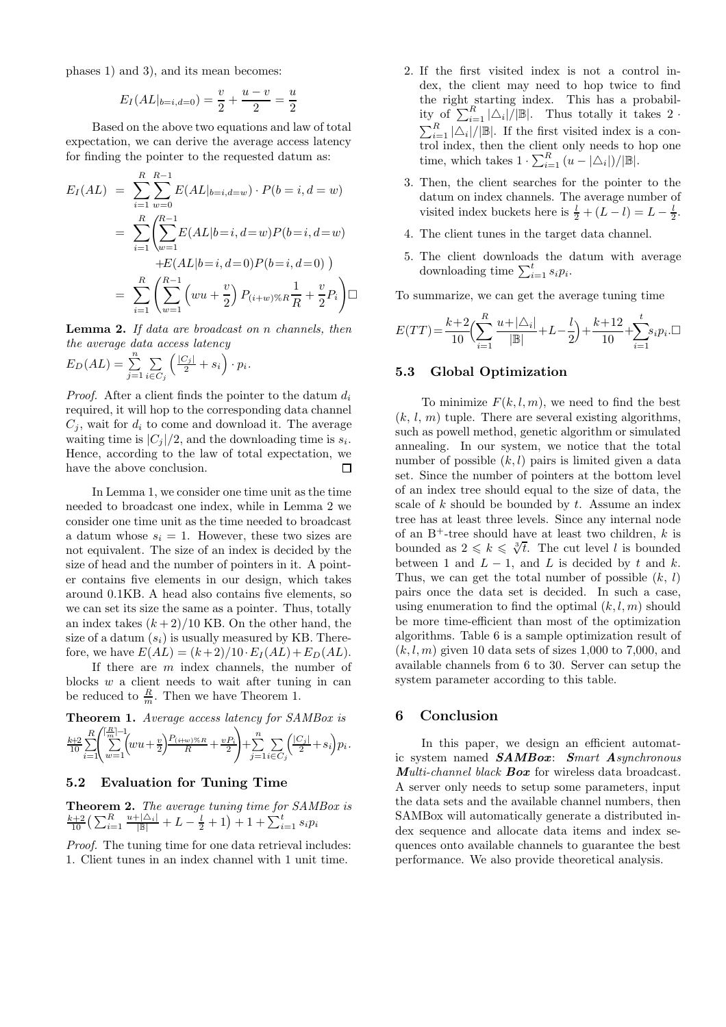phases 1) and 3), and its mean becomes:

$$E_I(AL|_{b=i,d=0}) = \frac{v}{2} + \frac{u-v}{2} = \frac{u}{2}$$

Based on the above two equations and law of total expectation, we can derive the average access latency for finding the pointer to the requested datum as:

$$\begin{aligned}
E_I(AL) &= \sum_{i=1}^{R}\sum_{w=0}^{R-1} E(AL|_{b=i,d=w}) \cdot P(b=i,d=w) \\
&= \sum_{i=1}^{R}\Bigg(\sum_{w=1}^{R-1} E(AL|b=i,d=w)P(b=i,d=w) \\
&\quad + E(AL|b=i,d=0)P(b=i,d=0)\Bigg) \\
&= \sum_{i=1}^{R}\left(\sum_{w=1}^{R-1}\left(wu+\frac{v}{2}\right)P_{(i+w)\%R}\frac{1}{R} + \frac{v}{2}P_i\right)\square
\end{aligned}$$

**Lemma 2.** *If data are broadcast on n channels, then the average data access latency*
$E_D(AL) = \sum_{j=1}^{n}\sum_{i\in C_j}\left(\frac{|C_j|}{2}+s_i\right)\cdot p_i.$

*Proof.* After a client finds the pointer to the datum $d_i$ required, it will hop to the corresponding data channel $C_j$, wait for $d_i$ to come and download it. The average waiting time is $|C_j|/2$, and the downloading time is $s_i$. Hence, according to the law of total expectation, we have the above conclusion. □

In Lemma 1, we consider one time unit as the time needed to broadcast one index, while in Lemma 2 we consider one time unit as the time needed to broadcast a datum whose $s_i = 1$. However, these two sizes are not equivalent. The size of an index is decided by the size of head and the number of pointers in it. A pointer contains five elements in our design, which takes around 0.1KB. A head also contains five elements, so we can set its size the same as a pointer. Thus, totally an index takes $(k+2)/10$ KB. On the other hand, the size of a datum ($s_i$) is usually measured by KB. Therefore, we have $E(AL) = (k+2)/10 \cdot E_I(AL) + E_D(AL)$.

If there are $m$ index channels, the number of blocks $w$ a client needs to wait after tuning in can be reduced to $\frac{R}{m}$. Then we have Theorem 1.

**Theorem 1.** *Average access latency for SAMBox is*
$\frac{k+2}{10}\sum_{i=1}^{R}\left(\sum_{w=1}^{\lceil\frac{R}{m}\rceil-1}\left(wu+\frac{v}{2}\right)\frac{P_{(i+w)\%R}}{R}+\frac{vP_i}{2}\right)+\sum_{j=1}^{n}\sum_{i\in C_j}\left(\frac{|C_j|}{2}+s_i\right)p_i.$

### 5.2 Evaluation for Tuning Time

**Theorem 2.** *The average tuning time for SAMBox is*
$\frac{k+2}{10}\left(\sum_{i=1}^{R}\frac{u+|\triangle_i|}{|\mathbb{B}|}+L-\frac{l}{2}+1\right)+1+\sum_{i=1}^{t}s_ip_i$

*Proof.* The tuning time for one data retrieval includes:

1. Client tunes in an index channel with 1 unit time.
2. If the first visited index is not a control index, the client may need to hop twice to find the right starting index. This has a probability of $\sum_{i=1}^{R}|\triangle_i|/|\mathbb{B}|$. Thus totally it takes $2\cdot\sum_{i=1}^{R}|\triangle_i|/|\mathbb{B}|$. If the first visited index is a control index, then the client only needs to hop one time, which takes $1\cdot\sum_{i=1}^{R}(u-|\triangle_i|)/|\mathbb{B}|$.
3. Then, the client searches for the pointer to the datum on index channels. The average number of visited index buckets here is $\frac{l}{2}+(L-l) = L-\frac{l}{2}$.
4. The client tunes in the target data channel.
5. The client downloads the datum with average downloading time $\sum_{i=1}^{t}s_ip_i$.

To summarize, we can get the average tuning time

$$E(TT) = \frac{k+2}{10}\left(\sum_{i=1}^{R}\frac{u+|\triangle_i|}{|\mathbb{B}|}+L-\frac{l}{2}\right)+\frac{k+12}{10}+\sum_{i=1}^{t}s_ip_i.\square$$

### 5.3 Global Optimization

To minimize $F(k,l,m)$, we need to find the best $(k, l, m)$ tuple. There are several existing algorithms, such as powell method, genetic algorithm or simulated annealing. In our system, we notice that the total number of possible $(k,l)$ pairs is limited given a data set. Since the number of pointers at the bottom level of an index tree should equal to the size of data, the scale of $k$ should be bounded by $t$. Assume an index tree has at least three levels. Since any internal node of an B$^+$-tree should have at least two children, $k$ is bounded as $2 \leqslant k \leqslant \sqrt[3]{t}$. The cut level $l$ is bounded between 1 and $L-1$, and $L$ is decided by $t$ and $k$. Thus, we can get the total number of possible $(k, l)$ pairs once the data set is decided. In such a case, using enumeration to find the optimal $(k,l,m)$ should be more time-efficient than most of the optimization algorithms. Table 6 is a sample optimization result of $(k,l,m)$ given 10 data sets of sizes 1,000 to 7,000, and available channels from 6 to 30. Server can setup the system parameter according to this table.

## 6 Conclusion

In this paper, we design an efficient automatic system named ***SAMBox***: ***S****mart* ***A****synchronous* ***M****ulti-channel black* ***Box*** for wireless data broadcast. A server only needs to setup some parameters, input the data sets and the available channel numbers, then SAMBox will automatically generate a distributed index sequence and allocate data items and index sequences onto available channels to guarantee the best performance. We also provide theoretical analysis.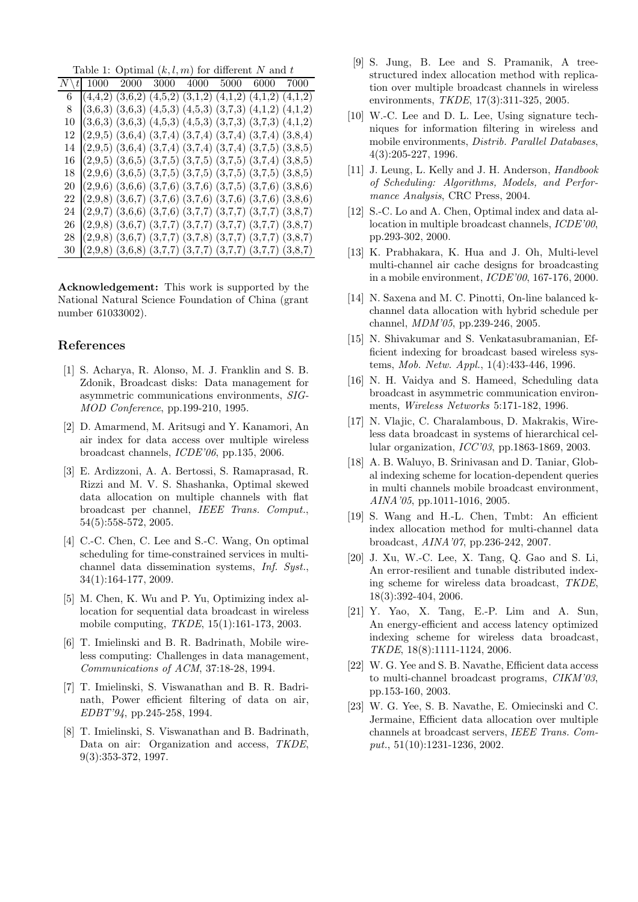Table 1: Optimal $(k, l, m)$ for different $N$ and $t$

| $N \backslash t$ | 1000 | 2000 | 3000 | 4000 | 5000 | 6000 | 7000 |
|---|---|---|---|---|---|---|---|
| 6 | (4,4,2) | (3,6,2) | (4,5,2) | (3,1,2) | (4,1,2) | (4,1,2) | (4,1,2) |
| 8 | (3,6,3) | (3,6,3) | (4,5,3) | (4,5,3) | (3,7,3) | (4,1,2) | (4,1,2) |
| 10 | (3,6,3) | (3,6,3) | (4,5,3) | (4,5,3) | (3,7,3) | (3,7,3) | (4,1,2) |
| 12 | (2,9,5) | (3,6,4) | (3,7,4) | (3,7,4) | (3,7,4) | (3,7,4) | (3,8,4) |
| 14 | (2,9,5) | (3,6,4) | (3,7,4) | (3,7,4) | (3,7,4) | (3,7,5) | (3,8,5) |
| 16 | (2,9,5) | (3,6,5) | (3,7,5) | (3,7,5) | (3,7,5) | (3,7,4) | (3,8,5) |
| 18 | (2,9,6) | (3,6,5) | (3,7,5) | (3,7,5) | (3,7,5) | (3,7,5) | (3,8,5) |
| 20 | (2,9,6) | (3,6,6) | (3,7,6) | (3,7,6) | (3,7,5) | (3,7,6) | (3,8,6) |
| 22 | (2,9,8) | (3,6,7) | (3,7,6) | (3,7,6) | (3,7,6) | (3,7,6) | (3,8,6) |
| 24 | (2,9,7) | (3,6,6) | (3,7,6) | (3,7,7) | (3,7,7) | (3,7,7) | (3,8,7) |
| 26 | (2,9,8) | (3,6,7) | (3,7,7) | (3,7,7) | (3,7,7) | (3,7,7) | (3,8,7) |
| 28 | (2,9,8) | (3,6,7) | (3,7,7) | (3,7,8) | (3,7,7) | (3,7,7) | (3,8,7) |
| 30 | (2,9,8) | (3,6,8) | (3,7,7) | (3,7,7) | (3,7,7) | (3,7,7) | (3,8,7) |

**Acknowledgement:** This work is supported by the National Natural Science Foundation of China (grant number 61033002).

## References

[1] S. Acharya, R. Alonso, M. J. Franklin and S. B. Zdonik, Broadcast disks: Data management for asymmetric communications environments, *SIGMOD Conference*, pp.199-210, 1995.

[2] D. Amarmend, M. Aritsugi and Y. Kanamori, An air index for data access over multiple wireless broadcast channels, *ICDE'06*, pp.135, 2006.

[3] E. Ardizzoni, A. A. Bertossi, S. Ramaprasad, R. Rizzi and M. V. S. Shashanka, Optimal skewed data allocation on multiple channels with flat broadcast per channel, *IEEE Trans. Comput.*, 54(5):558-572, 2005.

[4] C.-C. Chen, C. Lee and S.-C. Wang, On optimal scheduling for time-constrained services in multichannel data dissemination systems, *Inf. Syst.*, 34(1):164-177, 2009.

[5] M. Chen, K. Wu and P. Yu, Optimizing index allocation for sequential data broadcast in wireless mobile computing, *TKDE*, 15(1):161-173, 2003.

[6] T. Imielinski and B. R. Badrinath, Mobile wireless computing: Challenges in data management, *Communications of ACM*, 37:18-28, 1994.

[7] T. Imielinski, S. Viswanathan and B. R. Badrinath, Power efficient filtering of data on air, *EDBT'94*, pp.245-258, 1994.

[8] T. Imielinski, S. Viswanathan and B. Badrinath, Data on air: Organization and access, *TKDE*, 9(3):353-372, 1997.

[9] S. Jung, B. Lee and S. Pramanik, A tree-structured index allocation method with replication over multiple broadcast channels in wireless environments, *TKDE*, 17(3):311-325, 2005.

[10] W.-C. Lee and D. L. Lee, Using signature techniques for information filtering in wireless and mobile environments, *Distrib. Parallel Databases*, 4(3):205-227, 1996.

[11] J. Leung, L. Kelly and J. H. Anderson, *Handbook of Scheduling: Algorithms, Models, and Performance Analysis*, CRC Press, 2004.

[12] S.-C. Lo and A. Chen, Optimal index and data allocation in multiple broadcast channels, *ICDE'00*, pp.293-302, 2000.

[13] K. Prabhakara, K. Hua and J. Oh, Multi-level multi-channel air cache designs for broadcasting in a mobile environment, *ICDE'00*, 167-176, 2000.

[14] N. Saxena and M. C. Pinotti, On-line balanced k-channel data allocation with hybrid schedule per channel, *MDM'05*, pp.239-246, 2005.

[15] N. Shivakumar and S. Venkatasubramanian, Efficient indexing for broadcast based wireless systems, *Mob. Netw. Appl.*, 1(4):433-446, 1996.

[16] N. H. Vaidya and S. Hameed, Scheduling data broadcast in asymmetric communication environments, *Wireless Networks* 5:171-182, 1996.

[17] N. Vlajic, C. Charalambous, D. Makrakis, Wireless data broadcast in systems of hierarchical cellular organization, *ICC'03*, pp.1863-1869, 2003.

[18] A. B. Waluyo, B. Srinivasan and D. Taniar, Global indexing scheme for location-dependent queries in multi channels mobile broadcast environment, *AINA'05*, pp.1011-1016, 2005.

[19] S. Wang and H.-L. Chen, Tmbt: An efficient index allocation method for multi-channel data broadcast, *AINA'07*, pp.236-242, 2007.

[20] J. Xu, W.-C. Lee, X. Tang, Q. Gao and S. Li, An error-resilient and tunable distributed indexing scheme for wireless data broadcast, *TKDE*, 18(3):392-404, 2006.

[21] Y. Yao, X. Tang, E.-P. Lim and A. Sun, An energy-efficient and access latency optimized indexing scheme for wireless data broadcast, *TKDE*, 18(8):1111-1124, 2006.

[22] W. G. Yee and S. B. Navathe, Efficient data access to multi-channel broadcast programs, *CIKM'03*, pp.153-160, 2003.

[23] W. G. Yee, S. B. Navathe, E. Omiecinski and C. Jermaine, Efficient data allocation over multiple channels at broadcast servers, *IEEE Trans. Comput.*, 51(10):1231-1236, 2002.